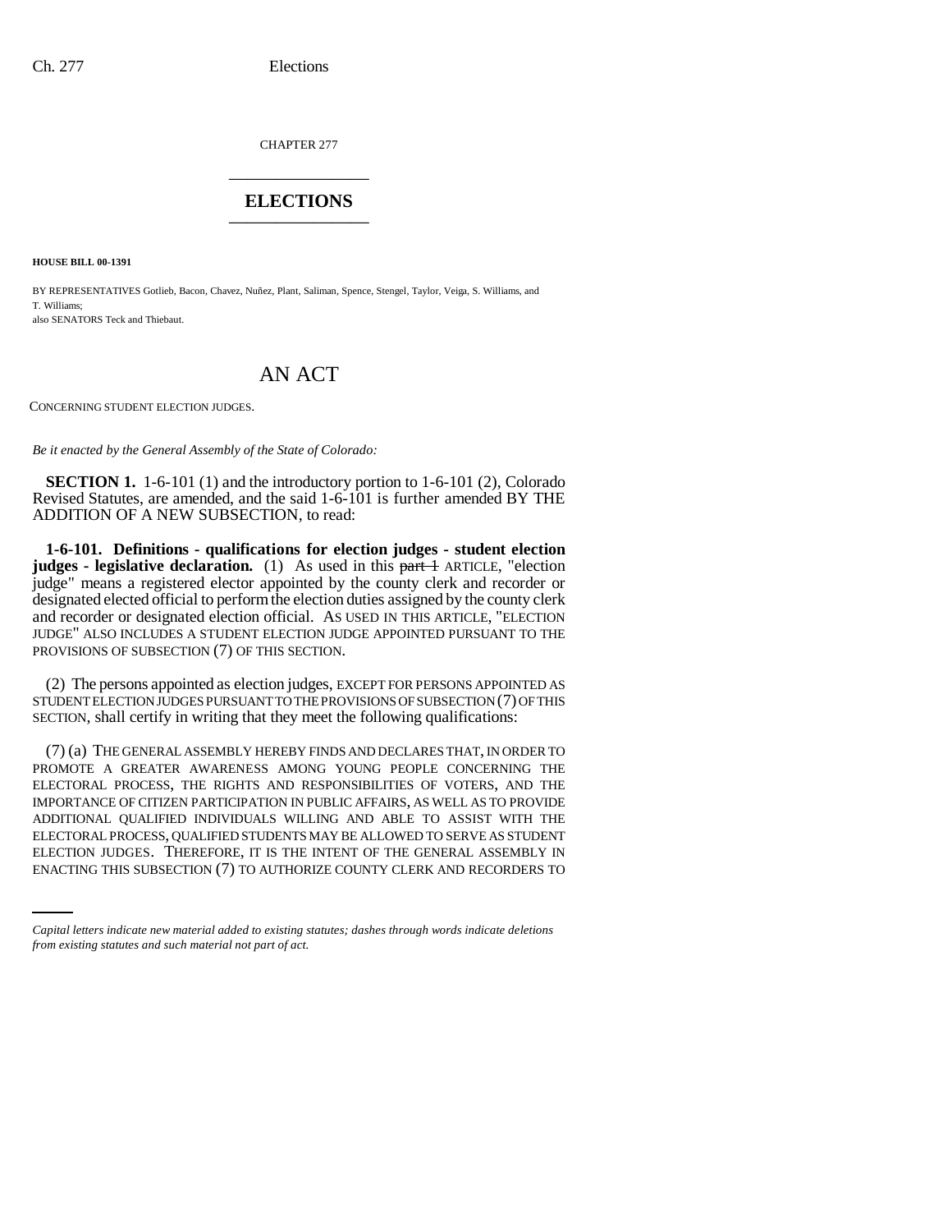CHAPTER 277

# ELECTIONS

**HOUSE BILL 00-1391**

BY REPRESENTATIVES Gotlieb, Bacon, Chavez, Nuñez, Plant, Saliman, Spence, Stengel, Taylor, Veiga, S. Williams, and T. Williams;
also SENATORS Teck and Thiebaut.

## AN ACT

CONCERNING STUDENT ELECTION JUDGES.

*Be it enacted by the General Assembly of the State of Colorado:*

**SECTION 1.** 1-6-101 (1) and the introductory portion to 1-6-101 (2), Colorado Revised Statutes, are amended, and the said 1-6-101 is further amended BY THE ADDITION OF A NEW SUBSECTION, to read:

**1-6-101. Definitions - qualifications for election judges - student election judges - legislative declaration.** (1) As used in this ~~part 1~~ ARTICLE, "election judge" means a registered elector appointed by the county clerk and recorder or designated elected official to perform the election duties assigned by the county clerk and recorder or designated election official. AS USED IN THIS ARTICLE, "ELECTION JUDGE" ALSO INCLUDES A STUDENT ELECTION JUDGE APPOINTED PURSUANT TO THE PROVISIONS OF SUBSECTION (7) OF THIS SECTION.

(2) The persons appointed as election judges, EXCEPT FOR PERSONS APPOINTED AS STUDENT ELECTION JUDGES PURSUANT TO THE PROVISIONS OF SUBSECTION (7) OF THIS SECTION, shall certify in writing that they meet the following qualifications:

(7) (a) THE GENERAL ASSEMBLY HEREBY FINDS AND DECLARES THAT, IN ORDER TO PROMOTE A GREATER AWARENESS AMONG YOUNG PEOPLE CONCERNING THE ELECTORAL PROCESS, THE RIGHTS AND RESPONSIBILITIES OF VOTERS, AND THE IMPORTANCE OF CITIZEN PARTICIPATION IN PUBLIC AFFAIRS, AS WELL AS TO PROVIDE ADDITIONAL QUALIFIED INDIVIDUALS WILLING AND ABLE TO ASSIST WITH THE ELECTORAL PROCESS, QUALIFIED STUDENTS MAY BE ALLOWED TO SERVE AS STUDENT ELECTION JUDGES. THEREFORE, IT IS THE INTENT OF THE GENERAL ASSEMBLY IN ENACTING THIS SUBSECTION (7) TO AUTHORIZE COUNTY CLERK AND RECORDERS TO

*Capital letters indicate new material added to existing statutes; dashes through words indicate deletions from existing statutes and such material not part of act.*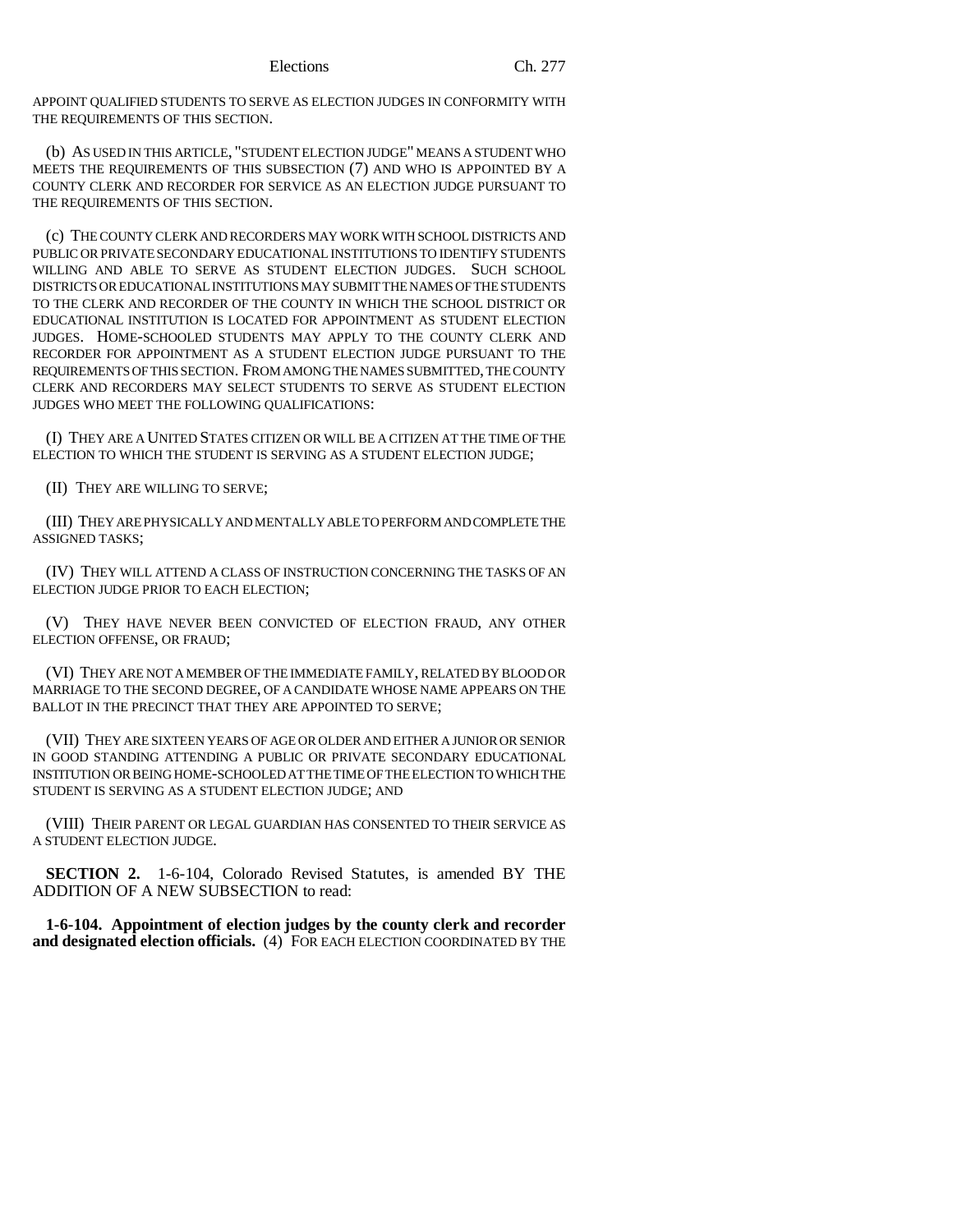APPOINT QUALIFIED STUDENTS TO SERVE AS ELECTION JUDGES IN CONFORMITY WITH THE REQUIREMENTS OF THIS SECTION.

(b) AS USED IN THIS ARTICLE, "STUDENT ELECTION JUDGE" MEANS A STUDENT WHO MEETS THE REQUIREMENTS OF THIS SUBSECTION (7) AND WHO IS APPOINTED BY A COUNTY CLERK AND RECORDER FOR SERVICE AS AN ELECTION JUDGE PURSUANT TO THE REQUIREMENTS OF THIS SECTION.

(c) THE COUNTY CLERK AND RECORDERS MAY WORK WITH SCHOOL DISTRICTS AND PUBLIC OR PRIVATE SECONDARY EDUCATIONAL INSTITUTIONS TO IDENTIFY STUDENTS WILLING AND ABLE TO SERVE AS STUDENT ELECTION JUDGES. SUCH SCHOOL DISTRICTS OR EDUCATIONAL INSTITUTIONS MAY SUBMIT THE NAMES OF THE STUDENTS TO THE CLERK AND RECORDER OF THE COUNTY IN WHICH THE SCHOOL DISTRICT OR EDUCATIONAL INSTITUTION IS LOCATED FOR APPOINTMENT AS STUDENT ELECTION JUDGES. HOME-SCHOOLED STUDENTS MAY APPLY TO THE COUNTY CLERK AND RECORDER FOR APPOINTMENT AS A STUDENT ELECTION JUDGE PURSUANT TO THE REQUIREMENTS OF THIS SECTION. FROM AMONG THE NAMES SUBMITTED, THE COUNTY CLERK AND RECORDERS MAY SELECT STUDENTS TO SERVE AS STUDENT ELECTION JUDGES WHO MEET THE FOLLOWING QUALIFICATIONS:

(I) THEY ARE A UNITED STATES CITIZEN OR WILL BE A CITIZEN AT THE TIME OF THE ELECTION TO WHICH THE STUDENT IS SERVING AS A STUDENT ELECTION JUDGE;

(II) THEY ARE WILLING TO SERVE;

(III) THEY ARE PHYSICALLY AND MENTALLY ABLE TO PERFORM AND COMPLETE THE ASSIGNED TASKS;

(IV) THEY WILL ATTEND A CLASS OF INSTRUCTION CONCERNING THE TASKS OF AN ELECTION JUDGE PRIOR TO EACH ELECTION;

(V) THEY HAVE NEVER BEEN CONVICTED OF ELECTION FRAUD, ANY OTHER ELECTION OFFENSE, OR FRAUD;

(VI) THEY ARE NOT A MEMBER OF THE IMMEDIATE FAMILY, RELATED BY BLOOD OR MARRIAGE TO THE SECOND DEGREE, OF A CANDIDATE WHOSE NAME APPEARS ON THE BALLOT IN THE PRECINCT THAT THEY ARE APPOINTED TO SERVE;

(VII) THEY ARE SIXTEEN YEARS OF AGE OR OLDER AND EITHER A JUNIOR OR SENIOR IN GOOD STANDING ATTENDING A PUBLIC OR PRIVATE SECONDARY EDUCATIONAL INSTITUTION OR BEING HOME-SCHOOLED AT THE TIME OF THE ELECTION TO WHICH THE STUDENT IS SERVING AS A STUDENT ELECTION JUDGE; AND

(VIII) THEIR PARENT OR LEGAL GUARDIAN HAS CONSENTED TO THEIR SERVICE AS A STUDENT ELECTION JUDGE.

**SECTION 2.** 1-6-104, Colorado Revised Statutes, is amended BY THE ADDITION OF A NEW SUBSECTION to read:

**1-6-104. Appointment of election judges by the county clerk and recorder and designated election officials.** (4) FOR EACH ELECTION COORDINATED BY THE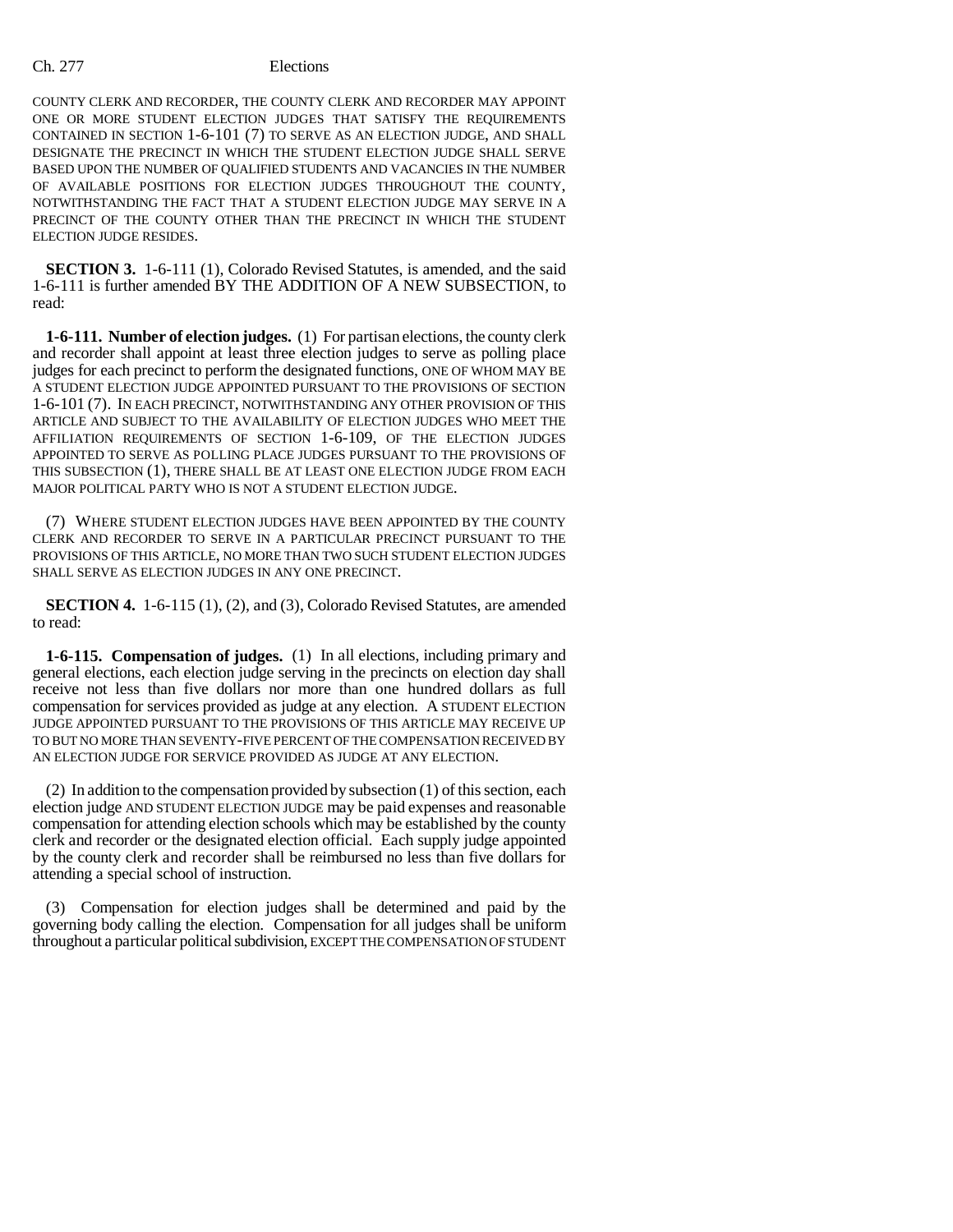COUNTY CLERK AND RECORDER, THE COUNTY CLERK AND RECORDER MAY APPOINT ONE OR MORE STUDENT ELECTION JUDGES THAT SATISFY THE REQUIREMENTS CONTAINED IN SECTION 1-6-101 (7) TO SERVE AS AN ELECTION JUDGE, AND SHALL DESIGNATE THE PRECINCT IN WHICH THE STUDENT ELECTION JUDGE SHALL SERVE BASED UPON THE NUMBER OF QUALIFIED STUDENTS AND VACANCIES IN THE NUMBER OF AVAILABLE POSITIONS FOR ELECTION JUDGES THROUGHOUT THE COUNTY, NOTWITHSTANDING THE FACT THAT A STUDENT ELECTION JUDGE MAY SERVE IN A PRECINCT OF THE COUNTY OTHER THAN THE PRECINCT IN WHICH THE STUDENT ELECTION JUDGE RESIDES.

**SECTION 3.** 1-6-111 (1), Colorado Revised Statutes, is amended, and the said 1-6-111 is further amended BY THE ADDITION OF A NEW SUBSECTION, to read:

**1-6-111. Number of election judges.** (1) For partisan elections, the county clerk and recorder shall appoint at least three election judges to serve as polling place judges for each precinct to perform the designated functions, ONE OF WHOM MAY BE A STUDENT ELECTION JUDGE APPOINTED PURSUANT TO THE PROVISIONS OF SECTION 1-6-101 (7). IN EACH PRECINCT, NOTWITHSTANDING ANY OTHER PROVISION OF THIS ARTICLE AND SUBJECT TO THE AVAILABILITY OF ELECTION JUDGES WHO MEET THE AFFILIATION REQUIREMENTS OF SECTION 1-6-109, OF THE ELECTION JUDGES APPOINTED TO SERVE AS POLLING PLACE JUDGES PURSUANT TO THE PROVISIONS OF THIS SUBSECTION (1), THERE SHALL BE AT LEAST ONE ELECTION JUDGE FROM EACH MAJOR POLITICAL PARTY WHO IS NOT A STUDENT ELECTION JUDGE.

(7) WHERE STUDENT ELECTION JUDGES HAVE BEEN APPOINTED BY THE COUNTY CLERK AND RECORDER TO SERVE IN A PARTICULAR PRECINCT PURSUANT TO THE PROVISIONS OF THIS ARTICLE, NO MORE THAN TWO SUCH STUDENT ELECTION JUDGES SHALL SERVE AS ELECTION JUDGES IN ANY ONE PRECINCT.

**SECTION 4.** 1-6-115 (1), (2), and (3), Colorado Revised Statutes, are amended to read:

**1-6-115. Compensation of judges.** (1) In all elections, including primary and general elections, each election judge serving in the precincts on election day shall receive not less than five dollars nor more than one hundred dollars as full compensation for services provided as judge at any election. A STUDENT ELECTION JUDGE APPOINTED PURSUANT TO THE PROVISIONS OF THIS ARTICLE MAY RECEIVE UP TO BUT NO MORE THAN SEVENTY-FIVE PERCENT OF THE COMPENSATION RECEIVED BY AN ELECTION JUDGE FOR SERVICE PROVIDED AS JUDGE AT ANY ELECTION.

(2) In addition to the compensation provided by subsection (1) of this section, each election judge AND STUDENT ELECTION JUDGE may be paid expenses and reasonable compensation for attending election schools which may be established by the county clerk and recorder or the designated election official. Each supply judge appointed by the county clerk and recorder shall be reimbursed no less than five dollars for attending a special school of instruction.

(3) Compensation for election judges shall be determined and paid by the governing body calling the election. Compensation for all judges shall be uniform throughout a particular political subdivision, EXCEPT THE COMPENSATION OF STUDENT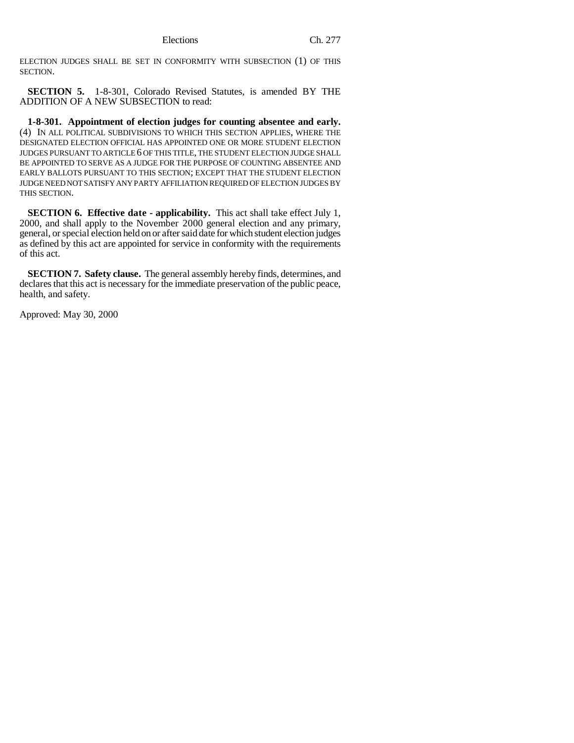ELECTION JUDGES SHALL BE SET IN CONFORMITY WITH SUBSECTION (1) OF THIS SECTION.

**SECTION 5.** 1-8-301, Colorado Revised Statutes, is amended BY THE ADDITION OF A NEW SUBSECTION to read:

**1-8-301. Appointment of election judges for counting absentee and early.** (4) IN ALL POLITICAL SUBDIVISIONS TO WHICH THIS SECTION APPLIES, WHERE THE DESIGNATED ELECTION OFFICIAL HAS APPOINTED ONE OR MORE STUDENT ELECTION JUDGES PURSUANT TO ARTICLE 6 OF THIS TITLE, THE STUDENT ELECTION JUDGE SHALL BE APPOINTED TO SERVE AS A JUDGE FOR THE PURPOSE OF COUNTING ABSENTEE AND EARLY BALLOTS PURSUANT TO THIS SECTION; EXCEPT THAT THE STUDENT ELECTION JUDGE NEED NOT SATISFY ANY PARTY AFFILIATION REQUIRED OF ELECTION JUDGES BY THIS SECTION.

**SECTION 6. Effective date - applicability.** This act shall take effect July 1, 2000, and shall apply to the November 2000 general election and any primary, general, or special election held on or after said date for which student election judges as defined by this act are appointed for service in conformity with the requirements of this act.

**SECTION 7. Safety clause.** The general assembly hereby finds, determines, and declares that this act is necessary for the immediate preservation of the public peace, health, and safety.

Approved: May 30, 2000